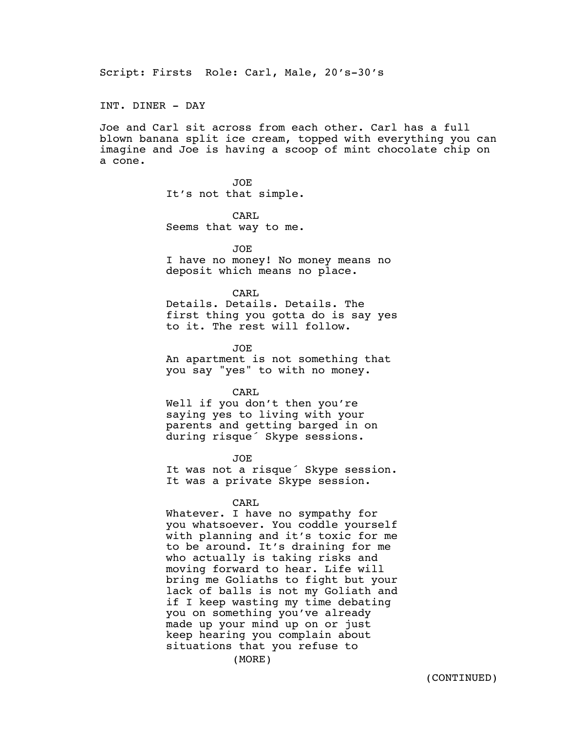Script: Firsts Role: Carl, Male, 20's-30's

INT. DINER - DAY

Joe and Carl sit across from each other. Carl has a full blown banana split ice cream, topped with everything you can imagine and Joe is having a scoop of mint chocolate chip on a cone.

JOE
It's not that simple.

CARL
Seems that way to me.

JOE
I have no money! No money means no deposit which means no place.

CARL
Details. Details. Details. The first thing you gotta do is say yes to it. The rest will follow.

JOE
An apartment is not something that you say "yes" to with no money.

CARL
Well if you don't then you're saying yes to living with your parents and getting barged in on during risque´ Skype sessions.

JOE
It was not a risque´ Skype session. It was a private Skype session.

CARL
Whatever. I have no sympathy for you whatsoever. You coddle yourself with planning and it's toxic for me to be around. It's draining for me who actually is taking risks and moving forward to hear. Life will bring me Goliaths to fight but your lack of balls is not my Goliath and if I keep wasting my time debating you on something you've already made up your mind up on or just keep hearing you complain about situations that you refuse to

(MORE)

(CONTINUED)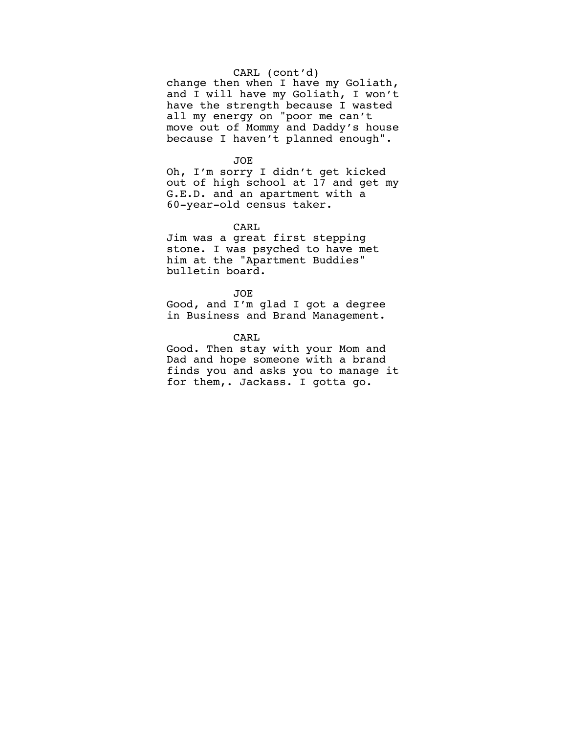CARL (cont'd)

change then when I have my Goliath, and I will have my Goliath, I won't have the strength because I wasted all my energy on "poor me can't move out of Mommy and Daddy's house because I haven't planned enough".

JOE

Oh, I'm sorry I didn't get kicked out of high school at 17 and get my G.E.D. and an apartment with a 60-year-old census taker.

CARL

Jim was a great first stepping stone. I was psyched to have met him at the "Apartment Buddies" bulletin board.

JOE

Good, and I'm glad I got a degree in Business and Brand Management.

CARL

Good. Then stay with your Mom and Dad and hope someone with a brand finds you and asks you to manage it for them,. Jackass. I gotta go.